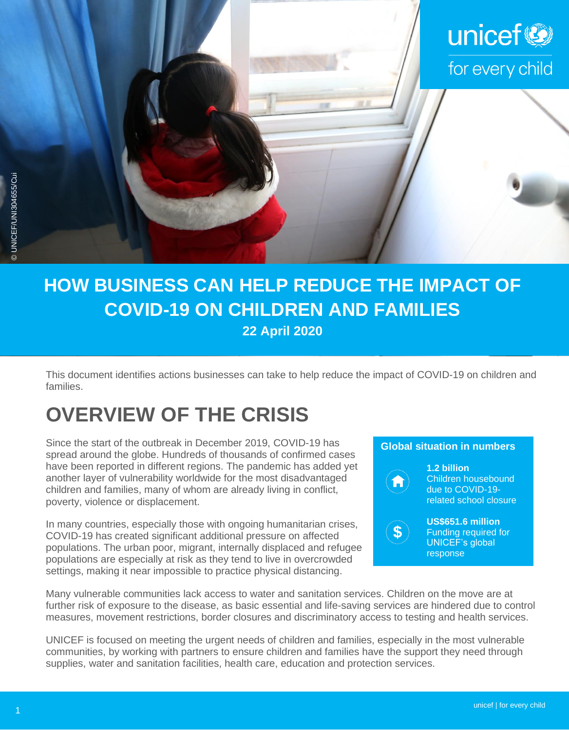# HOW BUSINESS CAN HELP REDUCE THE IMPACT OF COVID-19 ON CHILDREN AND FAMILIES

**22 April 2020**

This document identifies actions businesses can take to help reduce the impact of COVID-19 on children and families.

## OVERVIEW OF THE CRISIS

Since the start of the outbreak in December 2019, COVID-19 has spread around the globe. Hundreds of thousands of confirmed cases have been reported in different regions. The pandemic has added yet another layer of vulnerability worldwide for the most disadvantaged children and families, many of whom are already living in conflict, poverty, violence or displacement.

In many countries, especially those with ongoing humanitarian crises, COVID-19 has created significant additional pressure on affected populations. The urban poor, migrant, internally displaced and refugee populations are especially at risk as they tend to live in overcrowded settings, making it near impossible to practice physical distancing.

**Global situation in numbers**

**1.2 billion**
Children housebound due to COVID-19-related school closure

**US$651.6 million**
Funding required for UNICEF's global response

Many vulnerable communities lack access to water and sanitation services. Children on the move are at further risk of exposure to the disease, as basic essential and life-saving services are hindered due to control measures, movement restrictions, border closures and discriminatory access to testing and health services.

UNICEF is focused on meeting the urgent needs of children and families, especially in the most vulnerable communities, by working with partners to ensure children and families have the support they need through supplies, water and sanitation facilities, health care, education and protection services.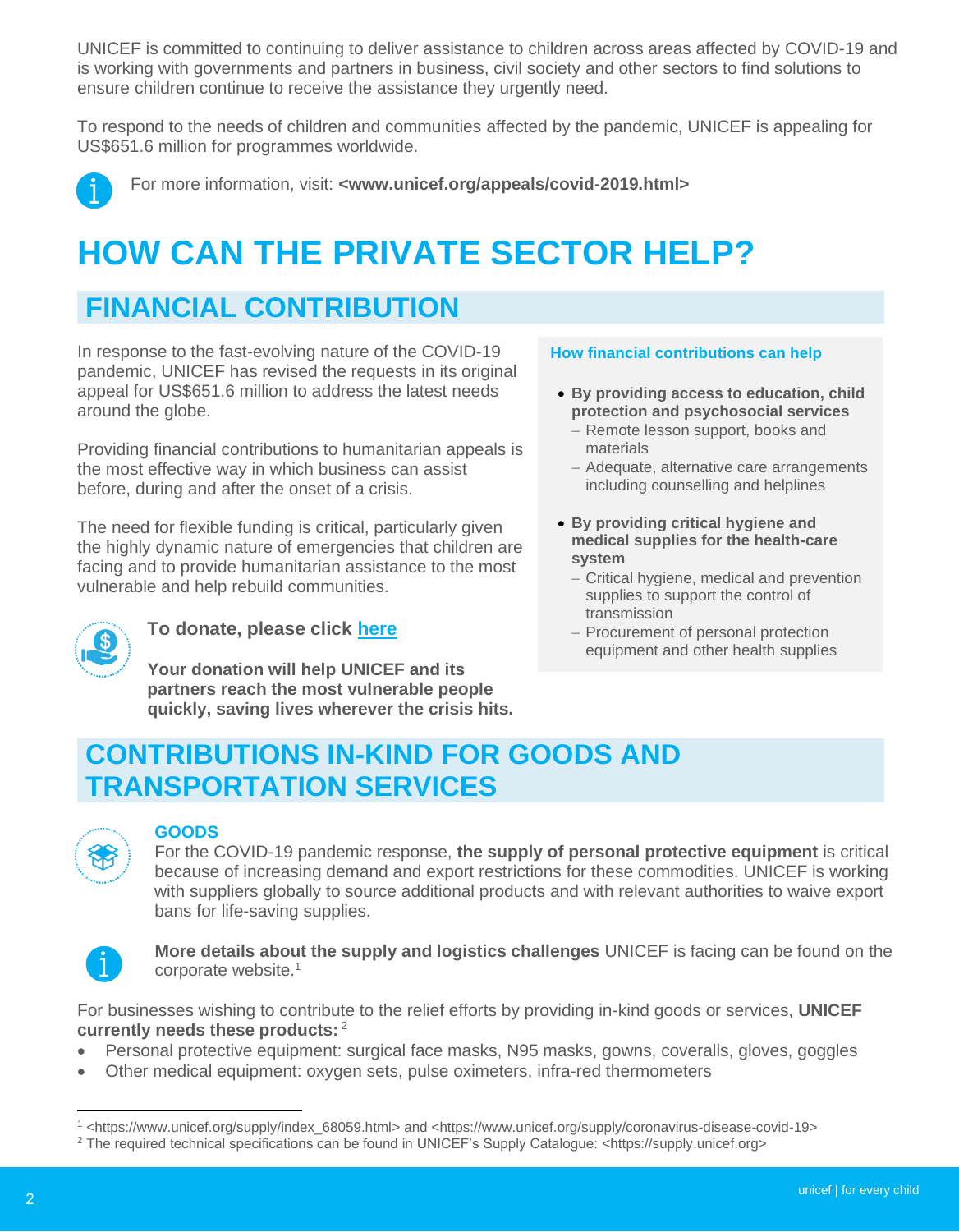UNICEF is committed to continuing to deliver assistance to children across areas affected by COVID-19 and is working with governments and partners in business, civil society and other sectors to find solutions to ensure children continue to receive the assistance they urgently need.

To respond to the needs of children and communities affected by the pandemic, UNICEF is appealing for US$651.6 million for programmes worldwide.

For more information, visit: **<www.unicef.org/appeals/covid-2019.html>**

# HOW CAN THE PRIVATE SECTOR HELP?

## FINANCIAL CONTRIBUTION

In response to the fast-evolving nature of the COVID-19 pandemic, UNICEF has revised the requests in its original appeal for US$651.6 million to address the latest needs around the globe.

Providing financial contributions to humanitarian appeals is the most effective way in which business can assist before, during and after the onset of a crisis.

The need for flexible funding is critical, particularly given the highly dynamic nature of emergencies that children are facing and to provide humanitarian assistance to the most vulnerable and help rebuild communities.

**To donate, please click here**

**Your donation will help UNICEF and its partners reach the most vulnerable people quickly, saving lives wherever the crisis hits.**

**How financial contributions can help**

- **By providing access to education, child protection and psychosocial services**
  - Remote lesson support, books and materials
  - Adequate, alternative care arrangements including counselling and helplines
- **By providing critical hygiene and medical supplies for the health-care system**
  - Critical hygiene, medical and prevention supplies to support the control of transmission
  - Procurement of personal protection equipment and other health supplies

## CONTRIBUTIONS IN-KIND FOR GOODS AND TRANSPORTATION SERVICES

### GOODS

For the COVID-19 pandemic response, **the supply of personal protective equipment** is critical because of increasing demand and export restrictions for these commodities. UNICEF is working with suppliers globally to source additional products and with relevant authorities to waive export bans for life-saving supplies.

**More details about the supply and logistics challenges** UNICEF is facing can be found on the corporate website.[1]

For businesses wishing to contribute to the relief efforts by providing in-kind goods or services, **UNICEF currently needs these products:**[2]

- Personal protective equipment: surgical face masks, N95 masks, gowns, coveralls, gloves, goggles
- Other medical equipment: oxygen sets, pulse oximeters, infra-red thermometers

[1] <https://www.unicef.org/supply/index_68059.html> and <https://www.unicef.org/supply/coronavirus-disease-covid-19>

[2] The required technical specifications can be found in UNICEF's Supply Catalogue: <https://supply.unicef.org>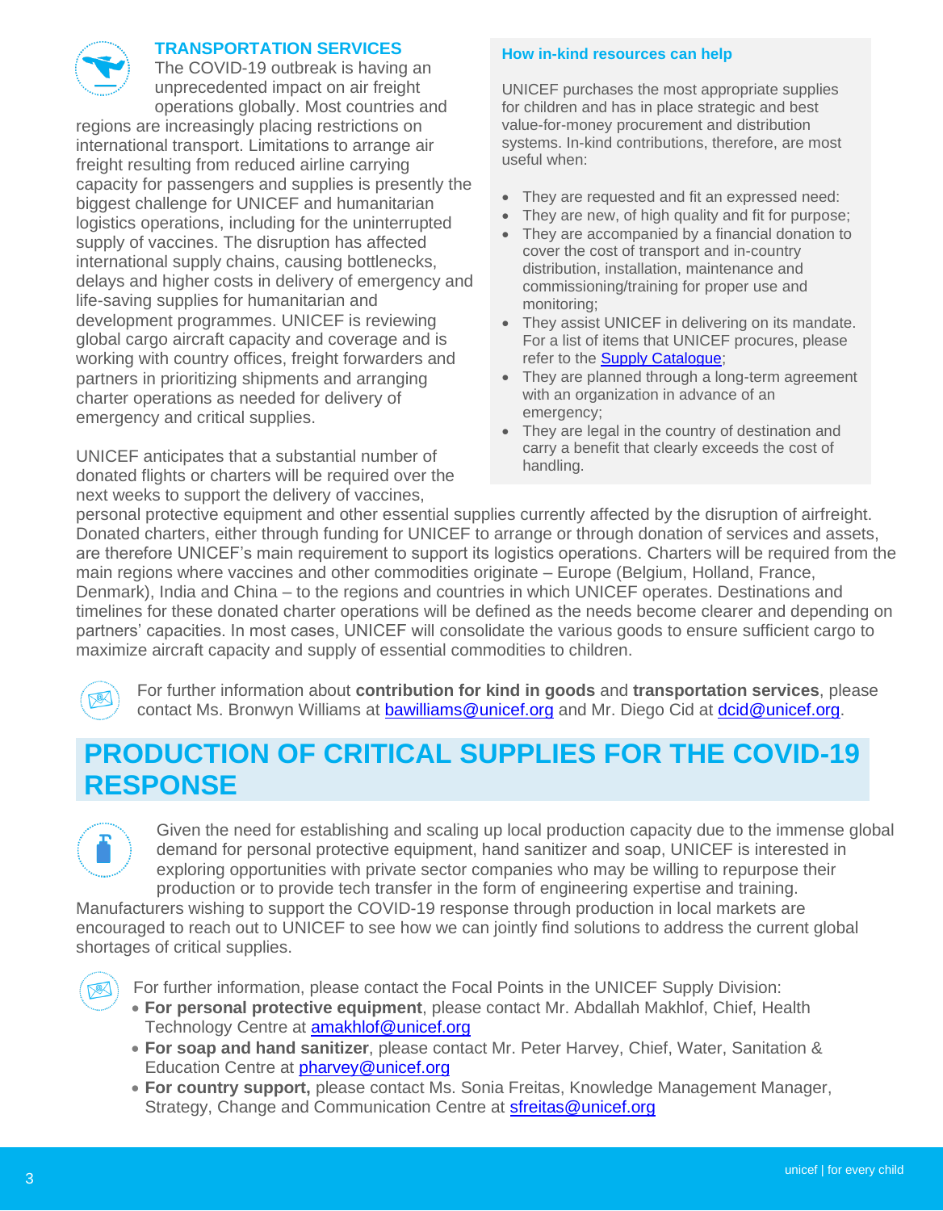### TRANSPORTATION SERVICES

The COVID-19 outbreak is having an unprecedented impact on air freight operations globally. Most countries and regions are increasingly placing restrictions on international transport. Limitations to arrange air freight resulting from reduced airline carrying capacity for passengers and supplies is presently the biggest challenge for UNICEF and humanitarian logistics operations, including for the uninterrupted supply of vaccines. The disruption has affected international supply chains, causing bottlenecks, delays and higher costs in delivery of emergency and life-saving supplies for humanitarian and development programmes. UNICEF is reviewing global cargo aircraft capacity and coverage and is working with country offices, freight forwarders and partners in prioritizing shipments and arranging charter operations as needed for delivery of emergency and critical supplies.

UNICEF anticipates that a substantial number of donated flights or charters will be required over the next weeks to support the delivery of vaccines, personal protective equipment and other essential supplies currently affected by the disruption of airfreight. Donated charters, either through funding for UNICEF to arrange or through donation of services and assets, are therefore UNICEF's main requirement to support its logistics operations. Charters will be required from the main regions where vaccines and other commodities originate – Europe (Belgium, Holland, France, Denmark), India and China – to the regions and countries in which UNICEF operates. Destinations and timelines for these donated charter operations will be defined as the needs become clearer and depending on partners' capacities. In most cases, UNICEF will consolidate the various goods to ensure sufficient cargo to maximize aircraft capacity and supply of essential commodities to children.

**How in-kind resources can help**

UNICEF purchases the most appropriate supplies for children and has in place strategic and best value-for-money procurement and distribution systems. In-kind contributions, therefore, are most useful when:

- They are requested and fit an expressed need:
- They are new, of high quality and fit for purpose;
- They are accompanied by a financial donation to cover the cost of transport and in-country distribution, installation, maintenance and commissioning/training for proper use and monitoring;
- They assist UNICEF in delivering on its mandate. For a list of items that UNICEF procures, please refer to the Supply Catalogue;
- They are planned through a long-term agreement with an organization in advance of an emergency;
- They are legal in the country of destination and carry a benefit that clearly exceeds the cost of handling.

For further information about **contribution for kind in goods** and **transportation services**, please contact Ms. Bronwyn Williams at bawilliams@unicef.org and Mr. Diego Cid at dcid@unicef.org.

## PRODUCTION OF CRITICAL SUPPLIES FOR THE COVID-19 RESPONSE

Given the need for establishing and scaling up local production capacity due to the immense global demand for personal protective equipment, hand sanitizer and soap, UNICEF is interested in exploring opportunities with private sector companies who may be willing to repurpose their production or to provide tech transfer in the form of engineering expertise and training. Manufacturers wishing to support the COVID-19 response through production in local markets are encouraged to reach out to UNICEF to see how we can jointly find solutions to address the current global shortages of critical supplies.

For further information, please contact the Focal Points in the UNICEF Supply Division:

- **For personal protective equipment**, please contact Mr. Abdallah Makhlof, Chief, Health Technology Centre at amakhlof@unicef.org
- **For soap and hand sanitizer**, please contact Mr. Peter Harvey, Chief, Water, Sanitation & Education Centre at pharvey@unicef.org
- **For country support,** please contact Ms. Sonia Freitas, Knowledge Management Manager, Strategy, Change and Communication Centre at sfreitas@unicef.org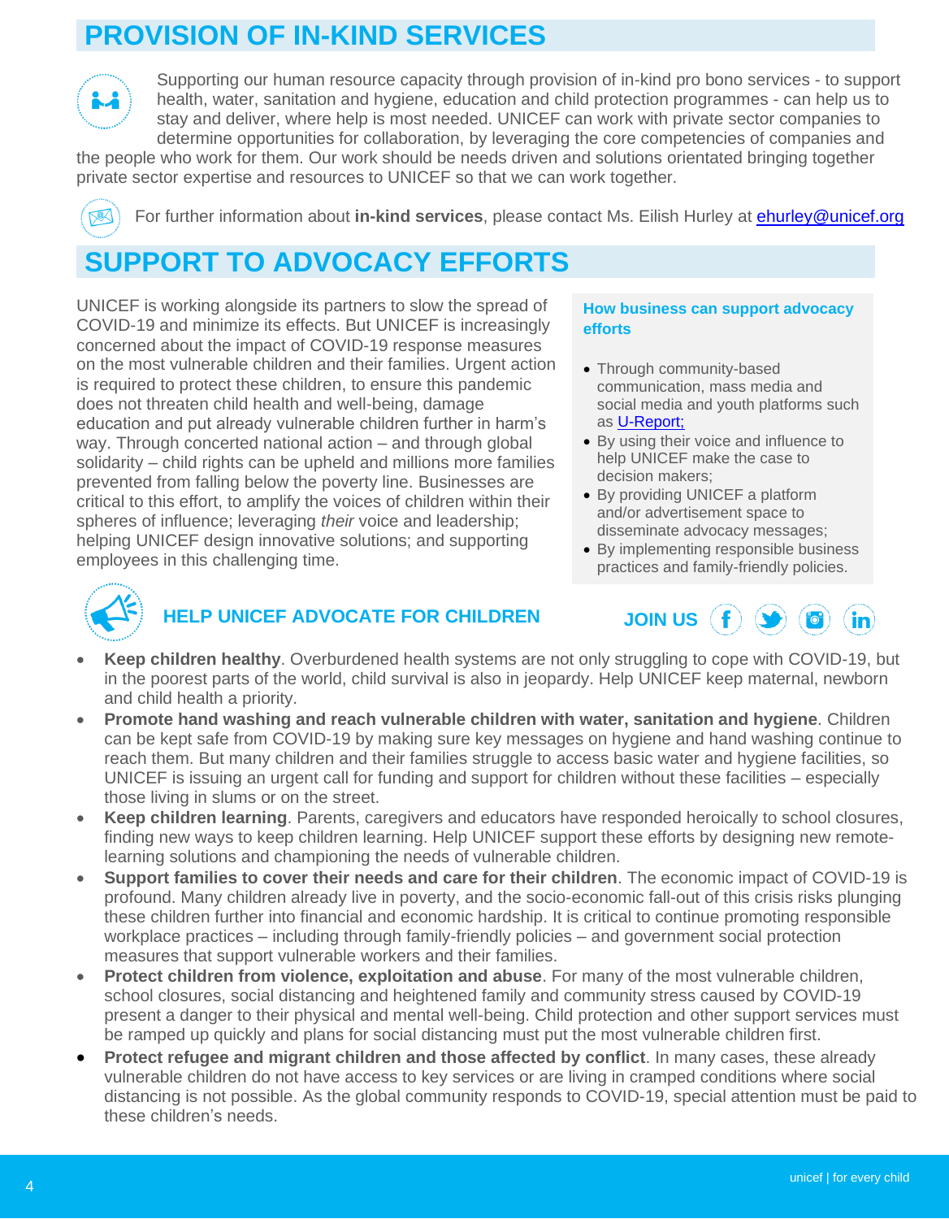## PROVISION OF IN-KIND SERVICES

Supporting our human resource capacity through provision of in-kind pro bono services - to support health, water, sanitation and hygiene, education and child protection programmes - can help us to stay and deliver, where help is most needed. UNICEF can work with private sector companies to determine opportunities for collaboration, by leveraging the core competencies of companies and the people who work for them. Our work should be needs driven and solutions orientated bringing together private sector expertise and resources to UNICEF so that we can work together.

For further information about **in-kind services**, please contact Ms. Eilish Hurley at ehurley@unicef.org

## SUPPORT TO ADVOCACY EFFORTS

UNICEF is working alongside its partners to slow the spread of COVID-19 and minimize its effects. But UNICEF is increasingly concerned about the impact of COVID-19 response measures on the most vulnerable children and their families. Urgent action is required to protect these children, to ensure this pandemic does not threaten child health and well-being, damage education and put already vulnerable children further in harm's way. Through concerted national action – and through global solidarity – child rights can be upheld and millions more families prevented from falling below the poverty line. Businesses are critical to this effort, to amplify the voices of children within their spheres of influence; leveraging *their* voice and leadership; helping UNICEF design innovative solutions; and supporting employees in this challenging time.

**How business can support advocacy efforts**

- Through community-based communication, mass media and social media and youth platforms such as U-Report;
- By using their voice and influence to help UNICEF make the case to decision makers;
- By providing UNICEF a platform and/or advertisement space to disseminate advocacy messages;
- By implementing responsible business practices and family-friendly policies.

### HELP UNICEF ADVOCATE FOR CHILDREN

**JOIN US**

- **Keep children healthy**. Overburdened health systems are not only struggling to cope with COVID-19, but in the poorest parts of the world, child survival is also in jeopardy. Help UNICEF keep maternal, newborn and child health a priority.
- **Promote hand washing and reach vulnerable children with water, sanitation and hygiene**. Children can be kept safe from COVID-19 by making sure key messages on hygiene and hand washing continue to reach them. But many children and their families struggle to access basic water and hygiene facilities, so UNICEF is issuing an urgent call for funding and support for children without these facilities – especially those living in slums or on the street.
- **Keep children learning**. Parents, caregivers and educators have responded heroically to school closures, finding new ways to keep children learning. Help UNICEF support these efforts by designing new remote-learning solutions and championing the needs of vulnerable children.
- **Support families to cover their needs and care for their children**. The economic impact of COVID-19 is profound. Many children already live in poverty, and the socio-economic fall-out of this crisis risks plunging these children further into financial and economic hardship. It is critical to continue promoting responsible workplace practices – including through family-friendly policies – and government social protection measures that support vulnerable workers and their families.
- **Protect children from violence, exploitation and abuse**. For many of the most vulnerable children, school closures, social distancing and heightened family and community stress caused by COVID-19 present a danger to their physical and mental well-being. Child protection and other support services must be ramped up quickly and plans for social distancing must put the most vulnerable children first.
- **Protect refugee and migrant children and those affected by conflict**. In many cases, these already vulnerable children do not have access to key services or are living in cramped conditions where social distancing is not possible. As the global community responds to COVID-19, special attention must be paid to these children's needs.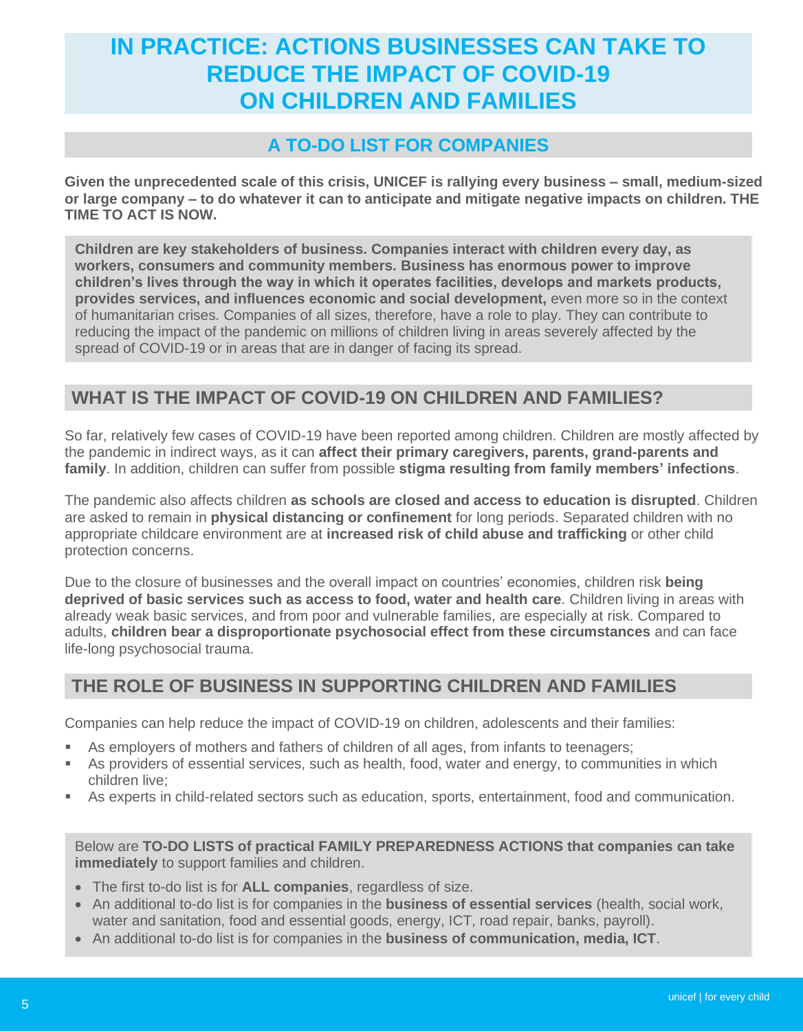# IN PRACTICE: ACTIONS BUSINESSES CAN TAKE TO REDUCE THE IMPACT OF COVID-19 ON CHILDREN AND FAMILIES

## A TO-DO LIST FOR COMPANIES

**Given the unprecedented scale of this crisis, UNICEF is rallying every business – small, medium-sized or large company – to do whatever it can to anticipate and mitigate negative impacts on children. THE TIME TO ACT IS NOW.**

**Children are key stakeholders of business. Companies interact with children every day, as workers, consumers and community members. Business has enormous power to improve children's lives through the way in which it operates facilities, develops and markets products, provides services, and influences economic and social development,** even more so in the context of humanitarian crises. Companies of all sizes, therefore, have a role to play. They can contribute to reducing the impact of the pandemic on millions of children living in areas severely affected by the spread of COVID-19 or in areas that are in danger of facing its spread.

## WHAT IS THE IMPACT OF COVID-19 ON CHILDREN AND FAMILIES?

So far, relatively few cases of COVID-19 have been reported among children. Children are mostly affected by the pandemic in indirect ways, as it can **affect their primary caregivers, parents, grand-parents and family**. In addition, children can suffer from possible **stigma resulting from family members' infections**.

The pandemic also affects children **as schools are closed and access to education is disrupted**. Children are asked to remain in **physical distancing or confinement** for long periods. Separated children with no appropriate childcare environment are at **increased risk of child abuse and trafficking** or other child protection concerns.

Due to the closure of businesses and the overall impact on countries' economies, children risk **being deprived of basic services such as access to food, water and health care**. Children living in areas with already weak basic services, and from poor and vulnerable families, are especially at risk. Compared to adults, **children bear a disproportionate psychosocial effect from these circumstances** and can face life-long psychosocial trauma.

## THE ROLE OF BUSINESS IN SUPPORTING CHILDREN AND FAMILIES

Companies can help reduce the impact of COVID-19 on children, adolescents and their families:

- As employers of mothers and fathers of children of all ages, from infants to teenagers;
- As providers of essential services, such as health, food, water and energy, to communities in which children live;
- As experts in child-related sectors such as education, sports, entertainment, food and communication.

Below are **TO-DO LISTS of practical FAMILY PREPAREDNESS ACTIONS that companies can take immediately** to support families and children.

- The first to-do list is for **ALL companies**, regardless of size.
- An additional to-do list is for companies in the **business of essential services** (health, social work, water and sanitation, food and essential goods, energy, ICT, road repair, banks, payroll).
- An additional to-do list is for companies in the **business of communication, media, ICT**.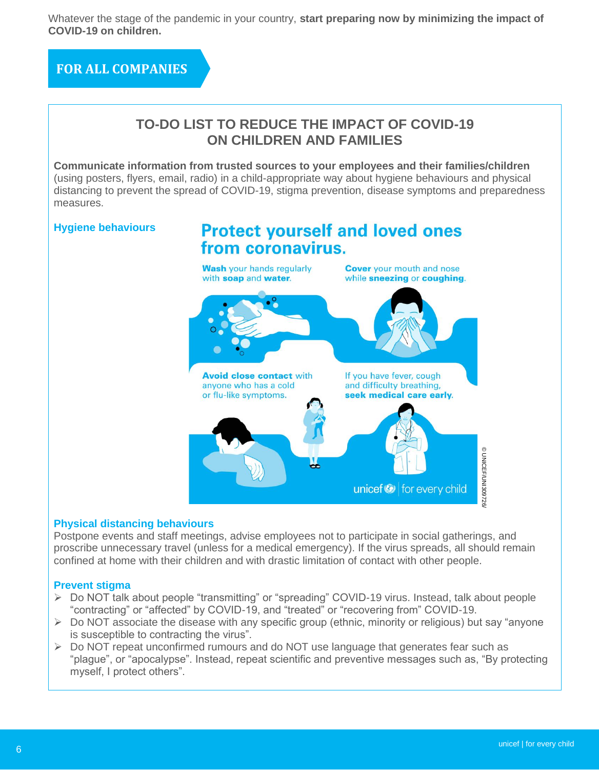Whatever the stage of the pandemic in your country, **start preparing now by minimizing the impact of COVID-19 on children.**

## FOR ALL COMPANIES

### TO-DO LIST TO REDUCE THE IMPACT OF COVID-19 ON CHILDREN AND FAMILIES

**Communicate information from trusted sources to your employees and their families/children** (using posters, flyers, email, radio) in a child-appropriate way about hygiene behaviours and physical distancing to prevent the spread of COVID-19, stigma prevention, disease symptoms and preparedness measures.

#### Hygiene behaviours

**Protect yourself and loved ones from coronavirus.**

- **Wash** your hands regularly with **soap** and **water**.
- **Cover** your mouth and nose while **sneezing** or **coughing**.
- **Avoid close contact** with anyone who has a cold or flu-like symptoms.
- If you have fever, cough and difficulty breathing, **seek medical care early**.

unicef | for every child

© UNICEF/UNI309726/

#### Physical distancing behaviours

Postpone events and staff meetings, advise employees not to participate in social gatherings, and proscribe unnecessary travel (unless for a medical emergency). If the virus spreads, all should remain confined at home with their children and with drastic limitation of contact with other people.

#### Prevent stigma

- Do NOT talk about people "transmitting" or "spreading" COVID-19 virus. Instead, talk about people "contracting" or "affected" by COVID-19, and "treated" or "recovering from" COVID-19.
- Do NOT associate the disease with any specific group (ethnic, minority or religious) but say "anyone is susceptible to contracting the virus".
- Do NOT repeat unconfirmed rumours and do NOT use language that generates fear such as "plague", or "apocalypse". Instead, repeat scientific and preventive messages such as, "By protecting myself, I protect others".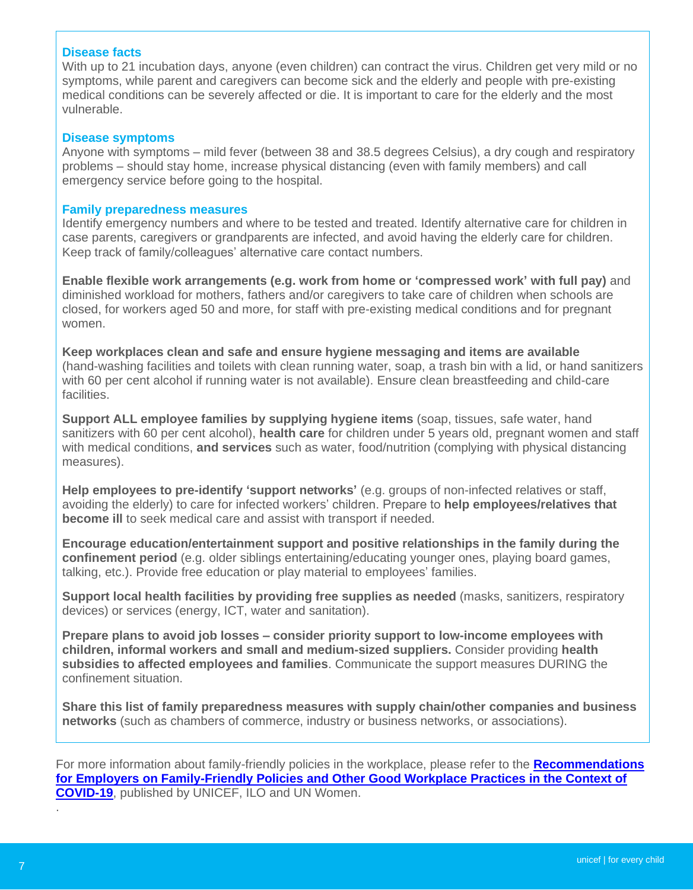### Disease facts

With up to 21 incubation days, anyone (even children) can contract the virus. Children get very mild or no symptoms, while parent and caregivers can become sick and the elderly and people with pre-existing medical conditions can be severely affected or die. It is important to care for the elderly and the most vulnerable.

### Disease symptoms

Anyone with symptoms – mild fever (between 38 and 38.5 degrees Celsius), a dry cough and respiratory problems – should stay home, increase physical distancing (even with family members) and call emergency service before going to the hospital.

### Family preparedness measures

Identify emergency numbers and where to be tested and treated. Identify alternative care for children in case parents, caregivers or grandparents are infected, and avoid having the elderly care for children. Keep track of family/colleagues' alternative care contact numbers.

**Enable flexible work arrangements (e.g. work from home or 'compressed work' with full pay)** and diminished workload for mothers, fathers and/or caregivers to take care of children when schools are closed, for workers aged 50 and more, for staff with pre-existing medical conditions and for pregnant women.

**Keep workplaces clean and safe and ensure hygiene messaging and items are available** (hand-washing facilities and toilets with clean running water, soap, a trash bin with a lid, or hand sanitizers with 60 per cent alcohol if running water is not available). Ensure clean breastfeeding and child-care facilities.

**Support ALL employee families by supplying hygiene items** (soap, tissues, safe water, hand sanitizers with 60 per cent alcohol), **health care** for children under 5 years old, pregnant women and staff with medical conditions, **and services** such as water, food/nutrition (complying with physical distancing measures).

**Help employees to pre-identify 'support networks'** (e.g. groups of non-infected relatives or staff, avoiding the elderly) to care for infected workers' children. Prepare to **help employees/relatives that become ill** to seek medical care and assist with transport if needed.

**Encourage education/entertainment support and positive relationships in the family during the confinement period** (e.g. older siblings entertaining/educating younger ones, playing board games, talking, etc.). Provide free education or play material to employees' families.

**Support local health facilities by providing free supplies as needed** (masks, sanitizers, respiratory devices) or services (energy, ICT, water and sanitation).

**Prepare plans to avoid job losses – consider priority support to low-income employees with children, informal workers and small and medium-sized suppliers.** Consider providing **health subsidies to affected employees and families**. Communicate the support measures DURING the confinement situation.

**Share this list of family preparedness measures with supply chain/other companies and business networks** (such as chambers of commerce, industry or business networks, or associations).

For more information about family-friendly policies in the workplace, please refer to the **Recommendations for Employers on Family-Friendly Policies and Other Good Workplace Practices in the Context of COVID-19**, published by UNICEF, ILO and UN Women.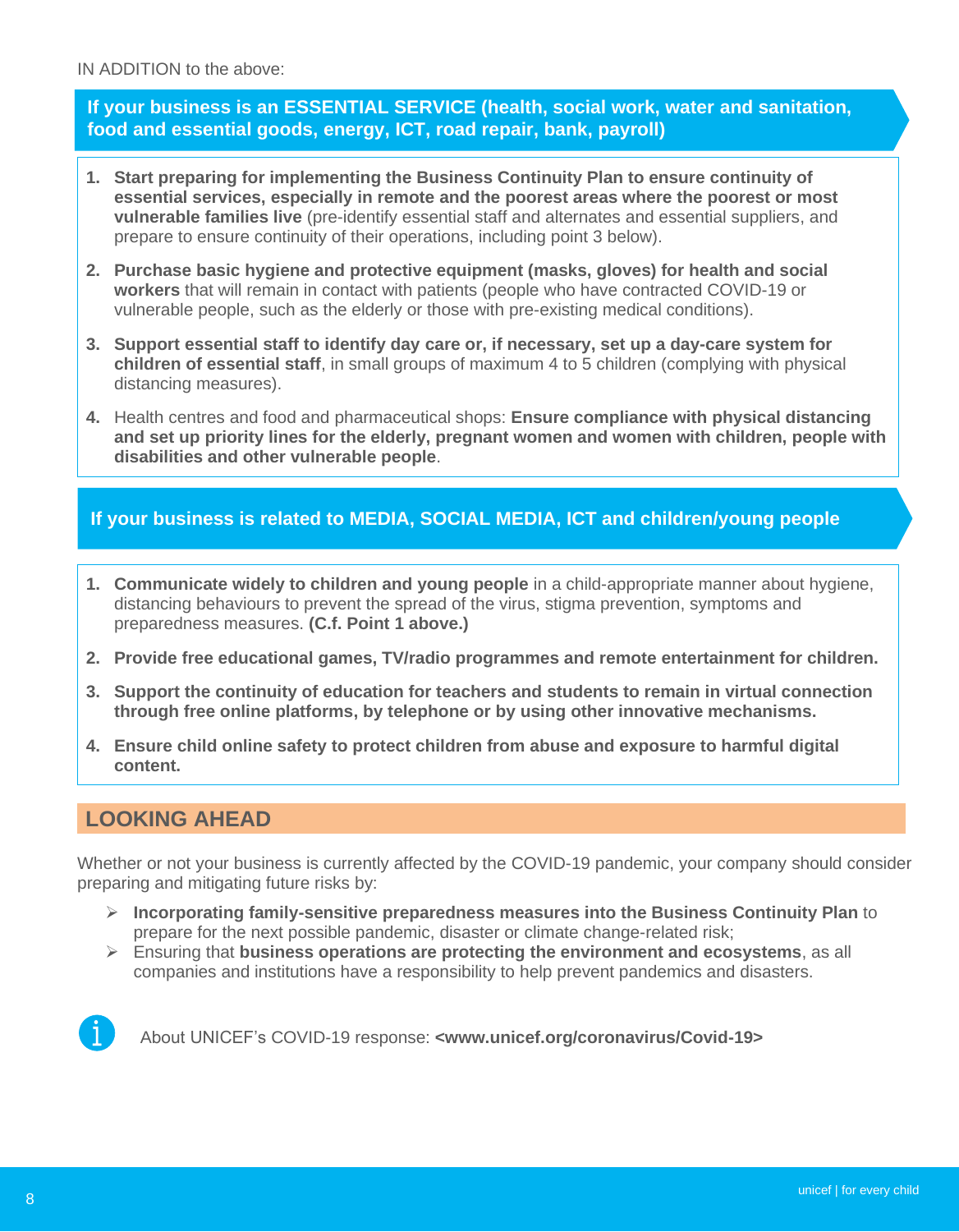IN ADDITION to the above:

## If your business is an ESSENTIAL SERVICE (health, social work, water and sanitation, food and essential goods, energy, ICT, road repair, bank, payroll)

1. **Start preparing for implementing the Business Continuity Plan to ensure continuity of essential services, especially in remote and the poorest areas where the poorest or most vulnerable families live** (pre-identify essential staff and alternates and essential suppliers, and prepare to ensure continuity of their operations, including point 3 below).
2. **Purchase basic hygiene and protective equipment (masks, gloves) for health and social workers** that will remain in contact with patients (people who have contracted COVID-19 or vulnerable people, such as the elderly or those with pre-existing medical conditions).
3. **Support essential staff to identify day care or, if necessary, set up a day-care system for children of essential staff**, in small groups of maximum 4 to 5 children (complying with physical distancing measures).
4. Health centres and food and pharmaceutical shops: **Ensure compliance with physical distancing and set up priority lines for the elderly, pregnant women and women with children, people with disabilities and other vulnerable people**.

## If your business is related to MEDIA, SOCIAL MEDIA, ICT and children/young people

1. **Communicate widely to children and young people** in a child-appropriate manner about hygiene, distancing behaviours to prevent the spread of the virus, stigma prevention, symptoms and preparedness measures. **(C.f. Point 1 above.)**
2. **Provide free educational games, TV/radio programmes and remote entertainment for children.**
3. **Support the continuity of education for teachers and students to remain in virtual connection through free online platforms, by telephone or by using other innovative mechanisms.**
4. **Ensure child online safety to protect children from abuse and exposure to harmful digital content.**

## LOOKING AHEAD

Whether or not your business is currently affected by the COVID-19 pandemic, your company should consider preparing and mitigating future risks by:

- **Incorporating family-sensitive preparedness measures into the Business Continuity Plan** to prepare for the next possible pandemic, disaster or climate change-related risk;
- Ensuring that **business operations are protecting the environment and ecosystems**, as all companies and institutions have a responsibility to help prevent pandemics and disasters.

About UNICEF's COVID-19 response: **<www.unicef.org/coronavirus/Covid-19>**